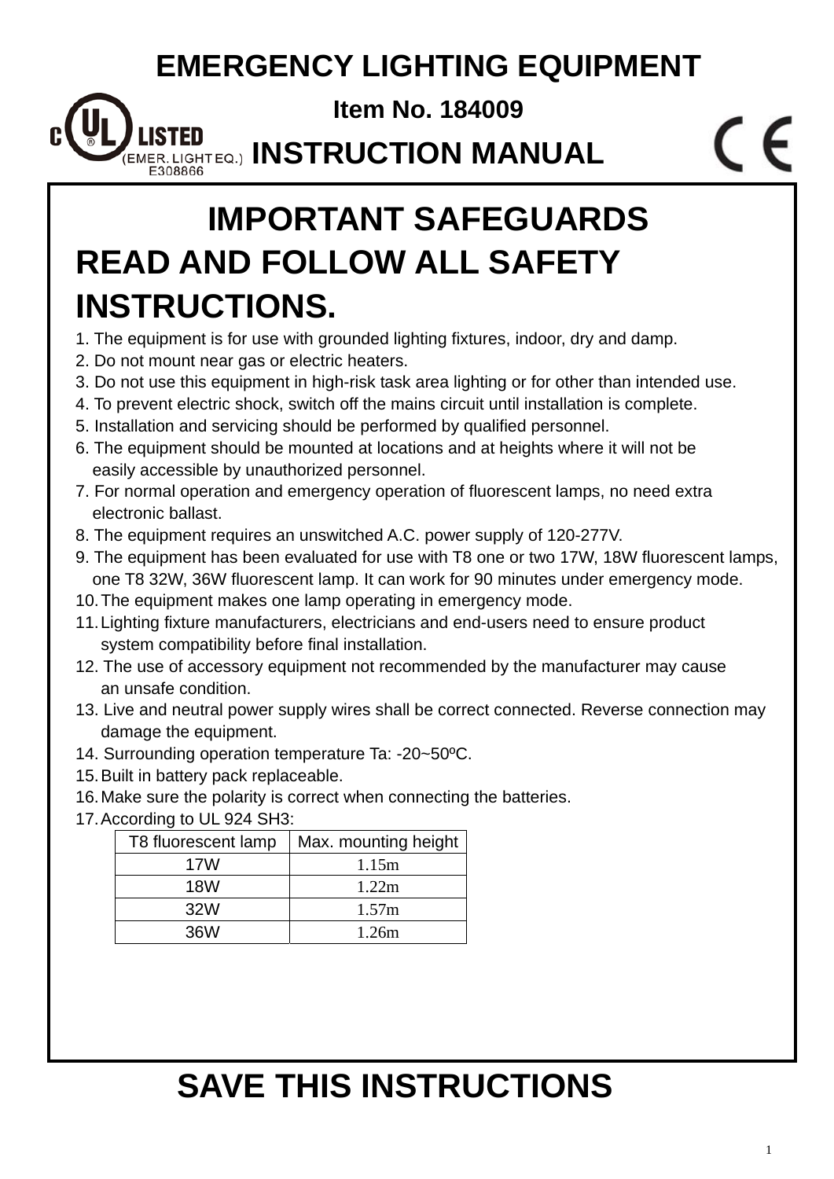# EMERGENCY LIGHTING EQUIPMENT

**Item No. 184009**

c UL LISTED (EMER. LIGHT EQ.) E308866

# INSTRUCTION MANUAL

CE

## IMPORTANT SAFEGUARDS

## READ AND FOLLOW ALL SAFETY INSTRUCTIONS.

1. The equipment is for use with grounded lighting fixtures, indoor, dry and damp.
2. Do not mount near gas or electric heaters.
3. Do not use this equipment in high-risk task area lighting or for other than intended use.
4. To prevent electric shock, switch off the mains circuit until installation is complete.
5. Installation and servicing should be performed by qualified personnel.
6. The equipment should be mounted at locations and at heights where it will not be easily accessible by unauthorized personnel.
7. For normal operation and emergency operation of fluorescent lamps, no need extra electronic ballast.
8. The equipment requires an unswitched A.C. power supply of 120-277V.
9. The equipment has been evaluated for use with T8 one or two 17W, 18W fluorescent lamps, one T8 32W, 36W fluorescent lamp. It can work for 90 minutes under emergency mode.
10. The equipment makes one lamp operating in emergency mode.
11. Lighting fixture manufacturers, electricians and end-users need to ensure product system compatibility before final installation.
12. The use of accessory equipment not recommended by the manufacturer may cause an unsafe condition.
13. Live and neutral power supply wires shall be correct connected. Reverse connection may damage the equipment.
14. Surrounding operation temperature Ta: -20~50ºC.
15. Built in battery pack replaceable.
16. Make sure the polarity is correct when connecting the batteries.
17. According to UL 924 SH3:

| T8 fluorescent lamp | Max. mounting height |
|---|---|
| 17W | 1.15m |
| 18W | 1.22m |
| 32W | 1.57m |
| 36W | 1.26m |

## SAVE THIS INSTRUCTIONS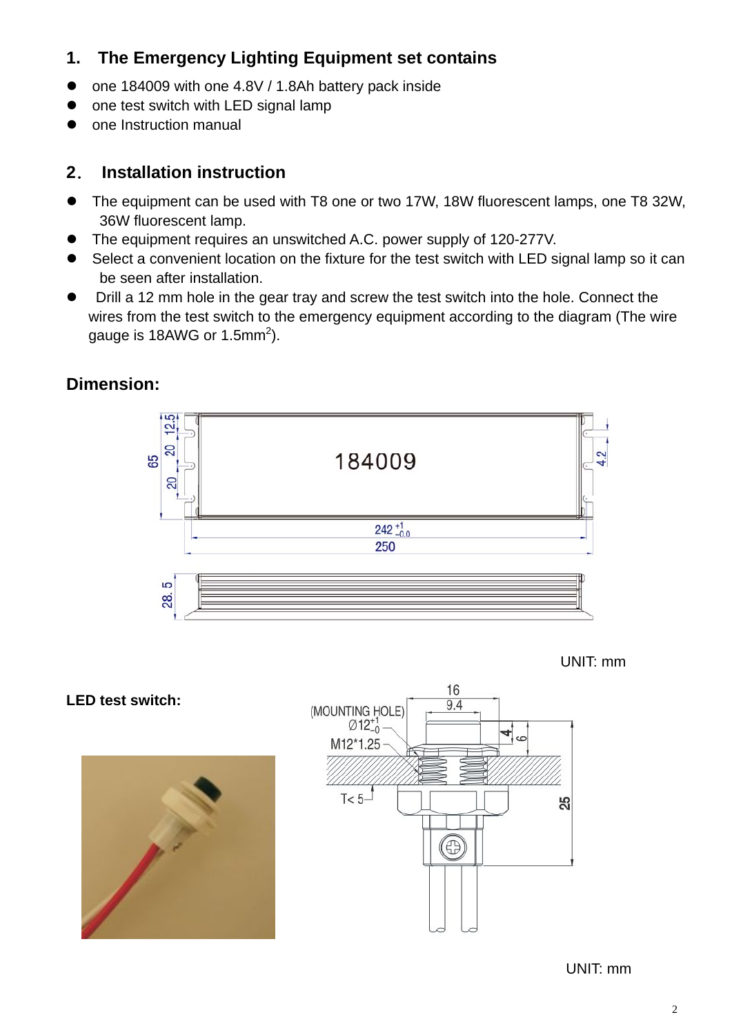## 1. The Emergency Lighting Equipment set contains

- one 184009 with one 4.8V / 1.8Ah battery pack inside
- one test switch with LED signal lamp
- one Instruction manual

## 2. Installation instruction

- The equipment can be used with T8 one or two 17W, 18W fluorescent lamps, one T8 32W, 36W fluorescent lamp.
- The equipment requires an unswitched A.C. power supply of 120-277V.
- Select a convenient location on the fixture for the test switch with LED signal lamp so it can be seen after installation.
- Drill a 12 mm hole in the gear tray and screw the test switch into the hole. Connect the wires from the test switch to the emergency equipment according to the diagram (The wire gauge is 18AWG or 1.5mm$^2$).

## Dimension:

UNIT: mm

**LED test switch:**

UNIT: mm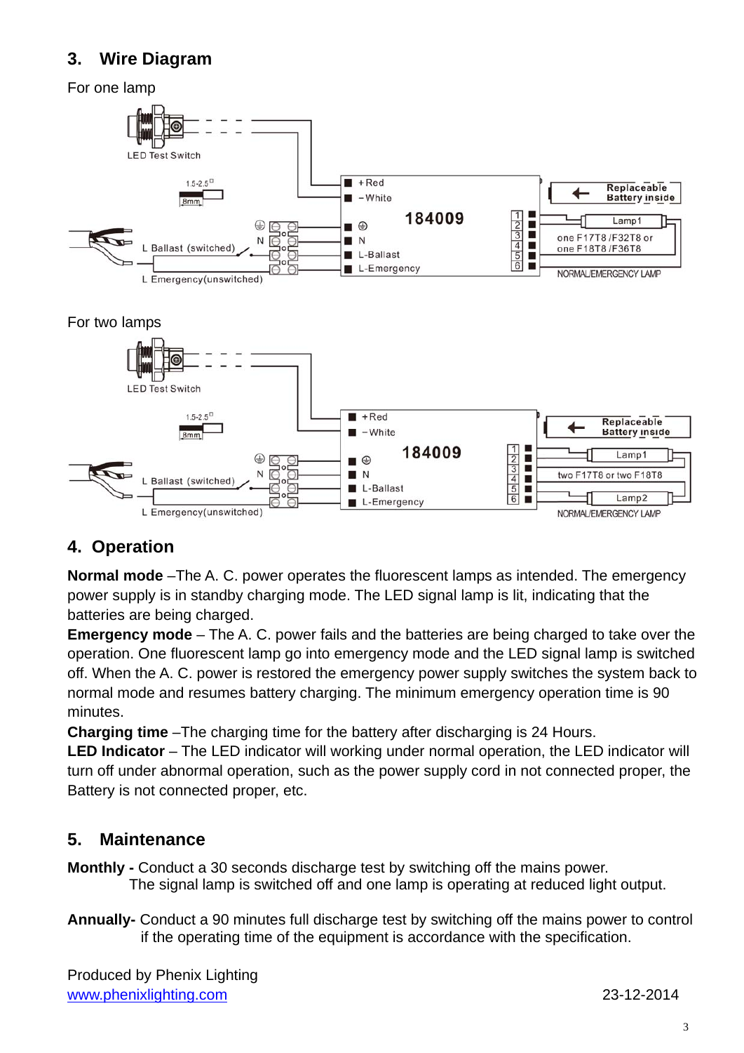## 3. Wire Diagram

For one lamp

LED Test Switch

1.5-2.5□

8mm

+Red
−White

184009

⊕
N
L-Ballast
L-Emergency

L Ballast (switched)

L Emergency(unswitched)

1
2
3
4
5
6

Replaceable Battery inside

Lamp1

one F17T8 /F32T8 or one F18T8 /F36T8

NORMAL/EMERGENCY LAMP

For two lamps

LED Test Switch

1.5-2.5□

8mm

+Red
−White

184009

⊕
N
L-Ballast
L-Emergency

L Ballast (switched)

L Emergency(unswitched)

1
2
3
4
5
6

Replaceable Battery inside

Lamp1

two F17T8 or two F18T8

Lamp2

NORMAL/EMERGENCY LAMP

## 4. Operation

**Normal mode** –The A. C. power operates the fluorescent lamps as intended. The emergency power supply is in standby charging mode. The LED signal lamp is lit, indicating that the batteries are being charged.

**Emergency mode** – The A. C. power fails and the batteries are being charged to take over the operation. One fluorescent lamp go into emergency mode and the LED signal lamp is switched off. When the A. C. power is restored the emergency power supply switches the system back to normal mode and resumes battery charging. The minimum emergency operation time is 90 minutes.

**Charging time** –The charging time for the battery after discharging is 24 Hours.

**LED Indicator** – The LED indicator will working under normal operation, the LED indicator will turn off under abnormal operation, such as the power supply cord in not connected proper, the Battery is not connected proper, etc.

## 5. Maintenance

**Monthly -** Conduct a 30 seconds discharge test by switching off the mains power.
The signal lamp is switched off and one lamp is operating at reduced light output.

**Annually-** Conduct a 90 minutes full discharge test by switching off the mains power to control if the operating time of the equipment is accordance with the specification.

Produced by Phenix Lighting
www.phenixlighting.com

23-12-2014